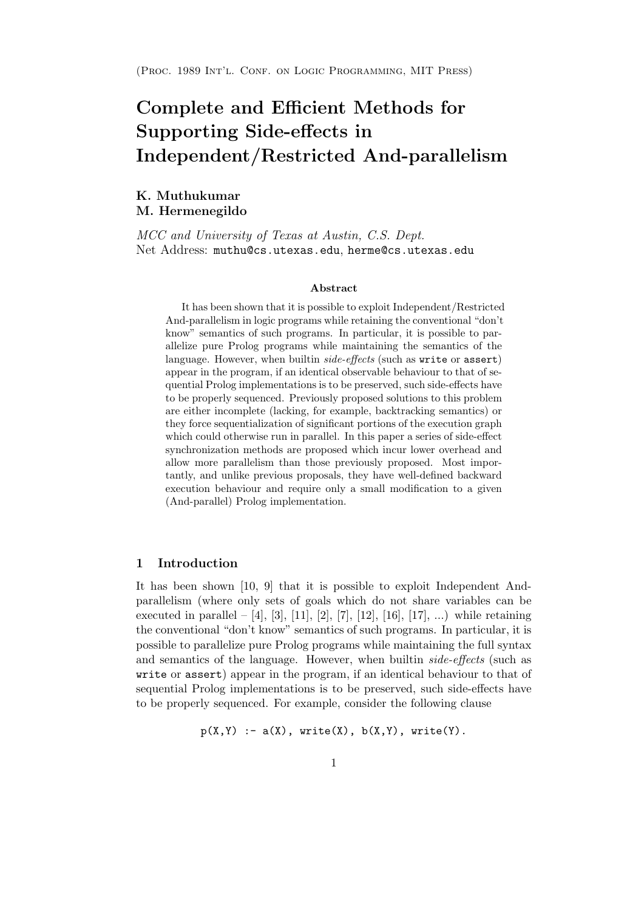(Proc. 1989 Int'l. Conf. on Logic Programming, MIT Press)

# Complete and Efficient Methods for Supporting Side-effects in Independent/Restricted And-parallelism

**K. Muthukumar**
**M. Hermenegildo**

*MCC and University of Texas at Austin, C.S. Dept.*
Net Address: `muthu@cs.utexas.edu`, `herme@cs.utexas.edu`

### Abstract

It has been shown that it is possible to exploit Independent/Restricted And-parallelism in logic programs while retaining the conventional "don't know" semantics of such programs. In particular, it is possible to parallelize pure Prolog programs while maintaining the semantics of the language. However, when builtin *side-effects* (such as `write` or `assert`) appear in the program, if an identical observable behaviour to that of sequential Prolog implementations is to be preserved, such side-effects have to be properly sequenced. Previously proposed solutions to this problem are either incomplete (lacking, for example, backtracking semantics) or they force sequentialization of significant portions of the execution graph which could otherwise run in parallel. In this paper a series of side-effect synchronization methods are proposed which incur lower overhead and allow more parallelism than those previously proposed. Most importantly, and unlike previous proposals, they have well-defined backward execution behaviour and require only a small modification to a given (And-parallel) Prolog implementation.

## 1 Introduction

It has been shown [10, 9] that it is possible to exploit Independent And-parallelism (where only sets of goals which do not share variables can be executed in parallel – [4], [3], [11], [2], [7], [12], [16], [17], ...) while retaining the conventional "don't know" semantics of such programs. In particular, it is possible to parallelize pure Prolog programs while maintaining the full syntax and semantics of the language. However, when builtin *side-effects* (such as `write` or `assert`) appear in the program, if an identical behaviour to that of sequential Prolog implementations is to be preserved, such side-effects have to be properly sequenced. For example, consider the following clause

```
p(X,Y) :- a(X), write(X), b(X,Y), write(Y).
```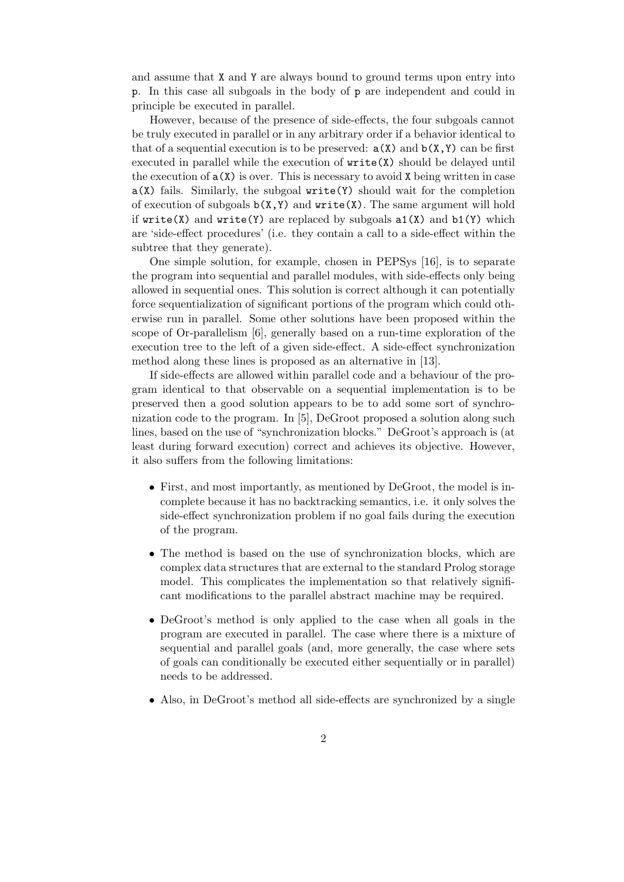and assume that `X` and `Y` are always bound to ground terms upon entry into `p`. In this case all subgoals in the body of `p` are independent and could in principle be executed in parallel.

However, because of the presence of side-effects, the four subgoals cannot be truly executed in parallel or in any arbitrary order if a behavior identical to that of a sequential execution is to be preserved: `a(X)` and `b(X,Y)` can be first executed in parallel while the execution of `write(X)` should be delayed until the execution of `a(X)` is over. This is necessary to avoid `X` being written in case `a(X)` fails. Similarly, the subgoal `write(Y)` should wait for the completion of execution of subgoals `b(X,Y)` and `write(X)`. The same argument will hold if `write(X)` and `write(Y)` are replaced by subgoals `a1(X)` and `b1(Y)` which are 'side-effect procedures' (i.e. they contain a call to a side-effect within the subtree that they generate).

One simple solution, for example, chosen in PEPSys [16], is to separate the program into sequential and parallel modules, with side-effects only being allowed in sequential ones. This solution is correct although it can potentially force sequentialization of significant portions of the program which could otherwise run in parallel. Some other solutions have been proposed within the scope of Or-parallelism [6], generally based on a run-time exploration of the execution tree to the left of a given side-effect. A side-effect synchronization method along these lines is proposed as an alternative in [13].

If side-effects are allowed within parallel code and a behaviour of the program identical to that observable on a sequential implementation is to be preserved then a good solution appears to be to add some sort of synchronization code to the program. In [5], DeGroot proposed a solution along such lines, based on the use of "synchronization blocks." DeGroot's approach is (at least during forward execution) correct and achieves its objective. However, it also suffers from the following limitations:

- First, and most importantly, as mentioned by DeGroot, the model is incomplete because it has no backtracking semantics, i.e. it only solves the side-effect synchronization problem if no goal fails during the execution of the program.
- The method is based on the use of synchronization blocks, which are complex data structures that are external to the standard Prolog storage model. This complicates the implementation so that relatively significant modifications to the parallel abstract machine may be required.
- DeGroot's method is only applied to the case when all goals in the program are executed in parallel. The case where there is a mixture of sequential and parallel goals (and, more generally, the case where sets of goals can conditionally be executed either sequentially or in parallel) needs to be addressed.
- Also, in DeGroot's method all side-effects are synchronized by a single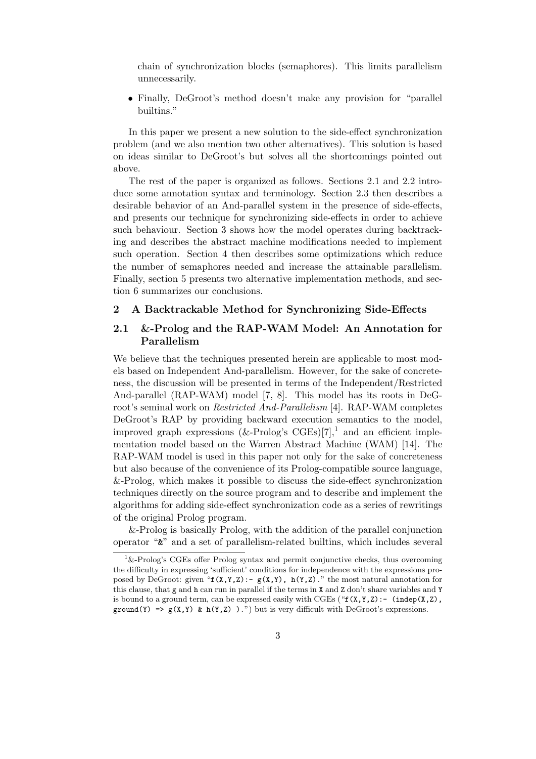chain of synchronization blocks (semaphores). This limits parallelism unnecessarily.

- Finally, DeGroot's method doesn't make any provision for "parallel builtins."

In this paper we present a new solution to the side-effect synchronization problem (and we also mention two other alternatives). This solution is based on ideas similar to DeGroot's but solves all the shortcomings pointed out above.

The rest of the paper is organized as follows. Sections 2.1 and 2.2 introduce some annotation syntax and terminology. Section 2.3 then describes a desirable behavior of an And-parallel system in the presence of side-effects, and presents our technique for synchronizing side-effects in order to achieve such behaviour. Section 3 shows how the model operates during backtracking and describes the abstract machine modifications needed to implement such operation. Section 4 then describes some optimizations which reduce the number of semaphores needed and increase the attainable parallelism. Finally, section 5 presents two alternative implementation methods, and section 6 summarizes our conclusions.

## 2 A Backtrackable Method for Synchronizing Side-Effects

### 2.1 &-Prolog and the RAP-WAM Model: An Annotation for Parallelism

We believe that the techniques presented herein are applicable to most models based on Independent And-parallelism. However, for the sake of concreteness, the discussion will be presented in terms of the Independent/Restricted And-parallel (RAP-WAM) model [7, 8]. This model has its roots in DeGroot's seminal work on *Restricted And-Parallelism* [4]. RAP-WAM completes DeGroot's RAP by providing backward execution semantics to the model, improved graph expressions (&-Prolog's CGEs)[7],[1] and an efficient implementation model based on the Warren Abstract Machine (WAM) [14]. The RAP-WAM model is used in this paper not only for the sake of concreteness but also because of the convenience of its Prolog-compatible source language, &-Prolog, which makes it possible to discuss the side-effect synchronization techniques directly on the source program and to describe and implement the algorithms for adding side-effect synchronization code as a series of rewritings of the original Prolog program.

&-Prolog is basically Prolog, with the addition of the parallel conjunction operator "`&`" and a set of parallelism-related builtins, which includes several

[1] &-Prolog's CGEs offer Prolog syntax and permit conjunctive checks, thus overcoming the difficulty in expressing 'sufficient' conditions for independence with the expressions proposed by DeGroot: given "`f(X,Y,Z):- g(X,Y), h(Y,Z).`" the most natural annotation for this clause, that `g` and `h` can run in parallel if the terms in `X` and `Z` don't share variables and `Y` is bound to a ground term, can be expressed easily with CGEs ("`f(X,Y,Z):- (indep(X,Z), ground(Y) => g(X,Y) & h(Y,Z) ).`") but is very difficult with DeGroot's expressions.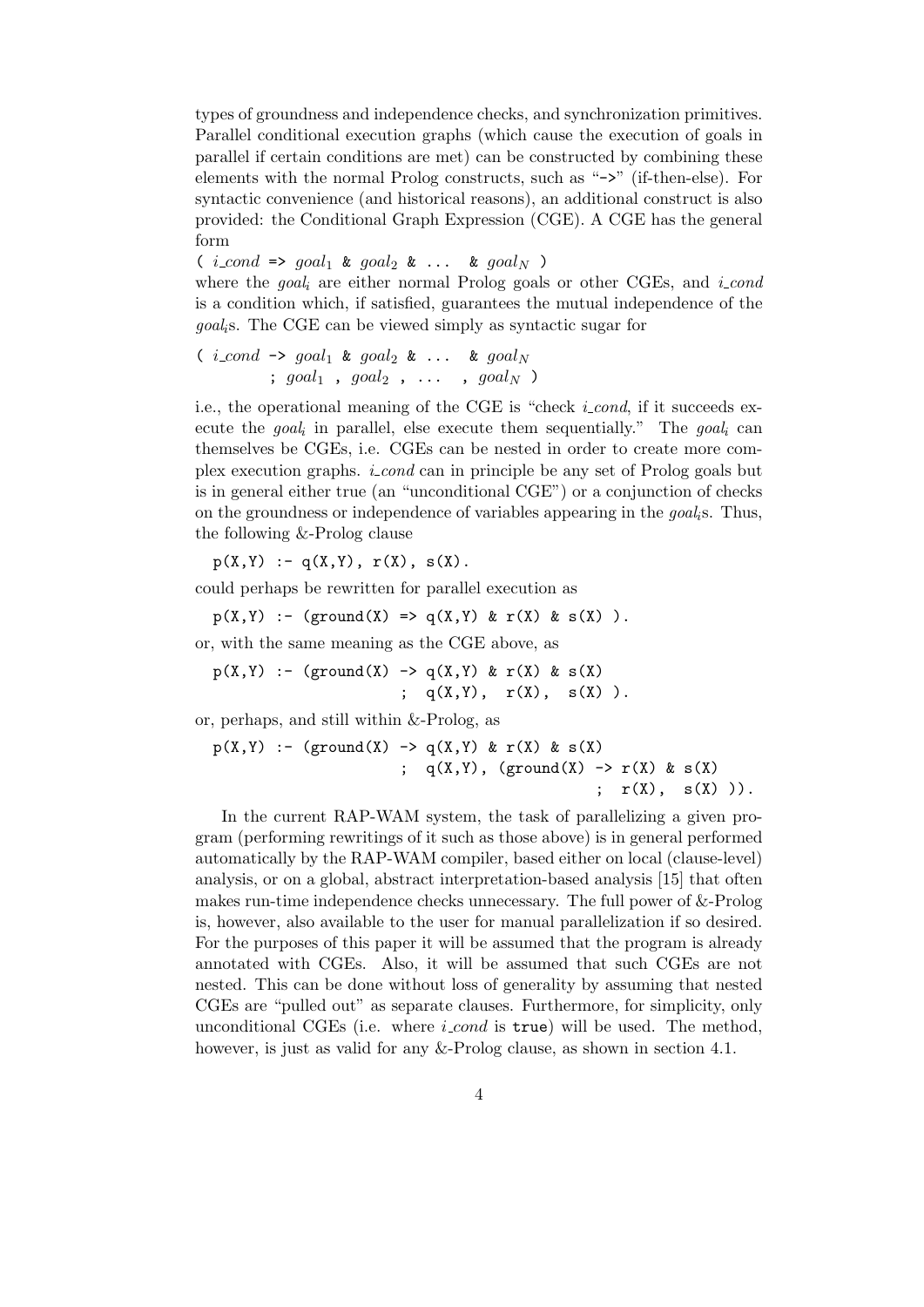types of groundness and independence checks, and synchronization primitives. Parallel conditional execution graphs (which cause the execution of goals in parallel if certain conditions are met) can be constructed by combining these elements with the normal Prolog constructs, such as "->" (if-then-else). For syntactic convenience (and historical reasons), an additional construct is also provided: the Conditional Graph Expression (CGE). A CGE has the general form

( *i_cond* => $goal_1$ & $goal_2$ & ... & $goal_N$ )

where the $goal_i$ are either normal Prolog goals or other CGEs, and *i_cond* is a condition which, if satisfied, guarantees the mutual independence of the $goal_i$s. The CGE can be viewed simply as syntactic sugar for

( *i_cond* -> $goal_1$ & $goal_2$ & ... & $goal_N$
        ; $goal_1$ , $goal_2$ , ... , $goal_N$ )

i.e., the operational meaning of the CGE is "check *i_cond*, if it succeeds execute the $goal_i$ in parallel, else execute them sequentially." The $goal_i$ can themselves be CGEs, i.e. CGEs can be nested in order to create more complex execution graphs. *i_cond* can in principle be any set of Prolog goals but is in general either true (an "unconditional CGE") or a conjunction of checks on the groundness or independence of variables appearing in the $goal_i$s. Thus, the following &-Prolog clause

```
p(X,Y) :- q(X,Y), r(X), s(X).
```

could perhaps be rewritten for parallel execution as

```
p(X,Y) :- (ground(X) => q(X,Y) & r(X) & s(X) ).
```

or, with the same meaning as the CGE above, as

```
p(X,Y) :- (ground(X) -> q(X,Y) & r(X) & s(X)
                     ;  q(X,Y),  r(X),  s(X) ).
```

or, perhaps, and still within &-Prolog, as

```
p(X,Y) :- (ground(X) -> q(X,Y) & r(X) & s(X)
                     ;  q(X,Y), (ground(X) -> r(X) & s(X)
                                           ;  r(X),  s(X) )).
```

In the current RAP-WAM system, the task of parallelizing a given program (performing rewritings of it such as those above) is in general performed automatically by the RAP-WAM compiler, based either on local (clause-level) analysis, or on a global, abstract interpretation-based analysis [15] that often makes run-time independence checks unnecessary. The full power of &-Prolog is, however, also available to the user for manual parallelization if so desired. For the purposes of this paper it will be assumed that the program is already annotated with CGEs. Also, it will be assumed that such CGEs are not nested. This can be done without loss of generality by assuming that nested CGEs are "pulled out" as separate clauses. Furthermore, for simplicity, only unconditional CGEs (i.e. where *i_cond* is `true`) will be used. The method, however, is just as valid for any &-Prolog clause, as shown in section 4.1.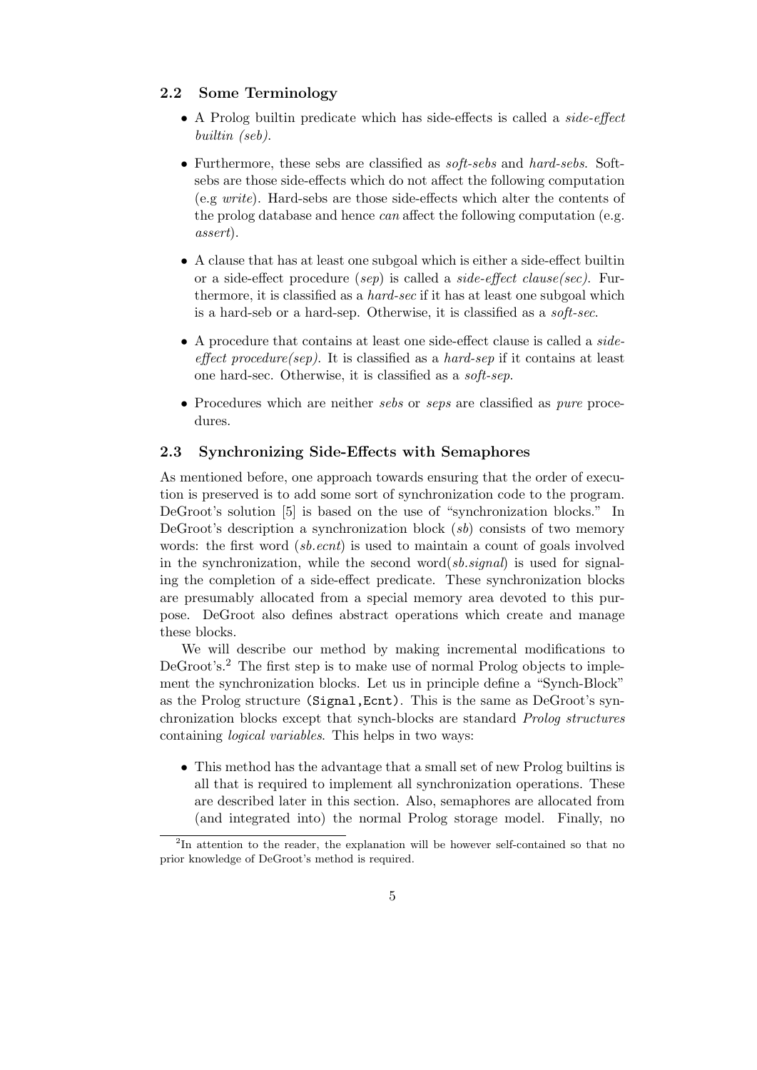### 2.2 Some Terminology

- A Prolog builtin predicate which has side-effects is called a *side-effect builtin (seb)*.
- Furthermore, these sebs are classified as *soft-sebs* and *hard-sebs*. Soft-sebs are those side-effects which do not affect the following computation (e.g *write*). Hard-sebs are those side-effects which alter the contents of the prolog database and hence *can* affect the following computation (e.g. *assert*).
- A clause that has at least one subgoal which is either a side-effect builtin or a side-effect procedure (*sep*) is called a *side-effect clause(sec)*. Furthermore, it is classified as a *hard-sec* if it has at least one subgoal which is a hard-seb or a hard-sep. Otherwise, it is classified as a *soft-sec*.
- A procedure that contains at least one side-effect clause is called a *side-effect procedure(sep)*. It is classified as a *hard-sep* if it contains at least one hard-sec. Otherwise, it is classified as a *soft-sep*.
- Procedures which are neither *sebs* or *seps* are classified as *pure* procedures.

### 2.3 Synchronizing Side-Effects with Semaphores

As mentioned before, one approach towards ensuring that the order of execution is preserved is to add some sort of synchronization code to the program. DeGroot's solution [5] is based on the use of "synchronization blocks." In DeGroot's description a synchronization block (*sb*) consists of two memory words: the first word (*sb.ecnt*) is used to maintain a count of goals involved in the synchronization, while the second word(*sb.signal*) is used for signaling the completion of a side-effect predicate. These synchronization blocks are presumably allocated from a special memory area devoted to this purpose. DeGroot also defines abstract operations which create and manage these blocks.

We will describe our method by making incremental modifications to DeGroot's.[2] The first step is to make use of normal Prolog objects to implement the synchronization blocks. Let us in principle define a "Synch-Block" as the Prolog structure `(Signal,Ecnt)`. This is the same as DeGroot's synchronization blocks except that synch-blocks are standard *Prolog structures* containing *logical variables*. This helps in two ways:

- This method has the advantage that a small set of new Prolog builtins is all that is required to implement all synchronization operations. These are described later in this section. Also, semaphores are allocated from (and integrated into) the normal Prolog storage model. Finally, no

[2] In attention to the reader, the explanation will be however self-contained so that no prior knowledge of DeGroot's method is required.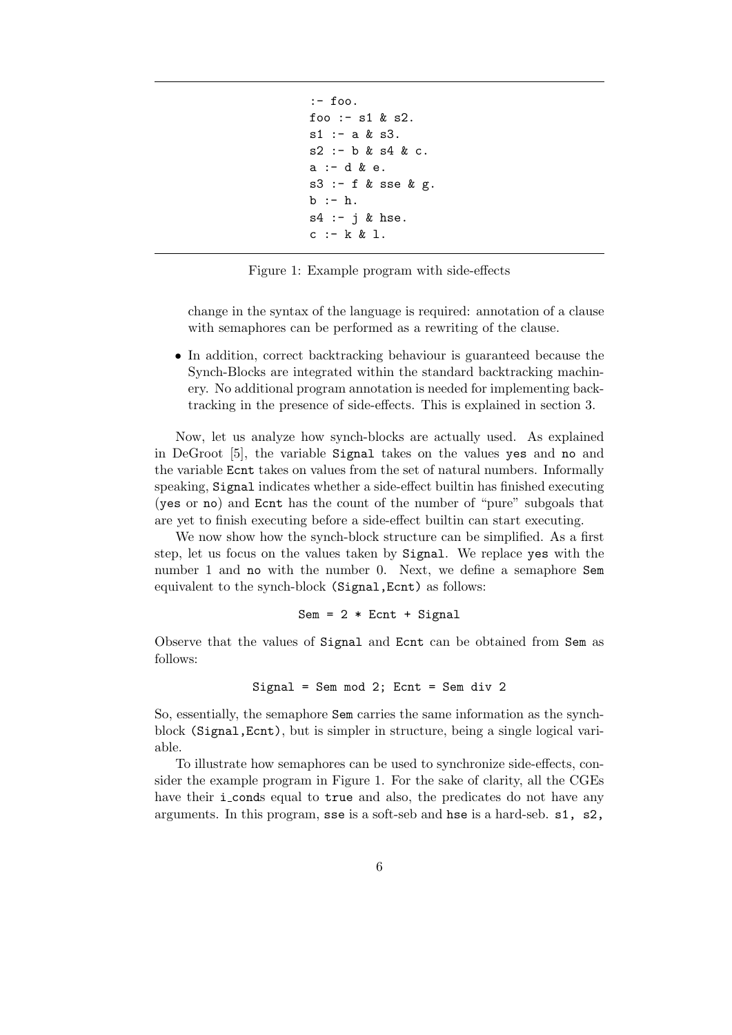```
:- foo.
foo :- s1 & s2.
s1 :- a & s3.
s2 :- b & s4 & c.
a :- d & e.
s3 :- f & sse & g.
b :- h.
s4 :- j & hse.
c :- k & l.
```

Figure 1: Example program with side-effects

change in the syntax of the language is required: annotation of a clause with semaphores can be performed as a rewriting of the clause.

- In addition, correct backtracking behaviour is guaranteed because the Synch-Blocks are integrated within the standard backtracking machinery. No additional program annotation is needed for implementing backtracking in the presence of side-effects. This is explained in section 3.

Now, let us analyze how synch-blocks are actually used. As explained in DeGroot [5], the variable `Signal` takes on the values `yes` and `no` and the variable `Ecnt` takes on values from the set of natural numbers. Informally speaking, `Signal` indicates whether a side-effect builtin has finished executing (`yes` or `no`) and `Ecnt` has the count of the number of "pure" subgoals that are yet to finish executing before a side-effect builtin can start executing.

We now show how the synch-block structure can be simplified. As a first step, let us focus on the values taken by `Signal`. We replace `yes` with the number 1 and `no` with the number 0. Next, we define a semaphore `Sem` equivalent to the synch-block `(Signal,Ecnt)` as follows:

```
Sem = 2 * Ecnt + Signal
```

Observe that the values of `Signal` and `Ecnt` can be obtained from `Sem` as follows:

```
Signal = Sem mod 2; Ecnt = Sem div 2
```

So, essentially, the semaphore `Sem` carries the same information as the synch-block `(Signal,Ecnt)`, but is simpler in structure, being a single logical variable.

To illustrate how semaphores can be used to synchronize side-effects, consider the example program in Figure 1. For the sake of clarity, all the CGEs have their `i_cond`s equal to `true` and also, the predicates do not have any arguments. In this program, `sse` is a soft-seb and `hse` is a hard-seb. `s1, s2,`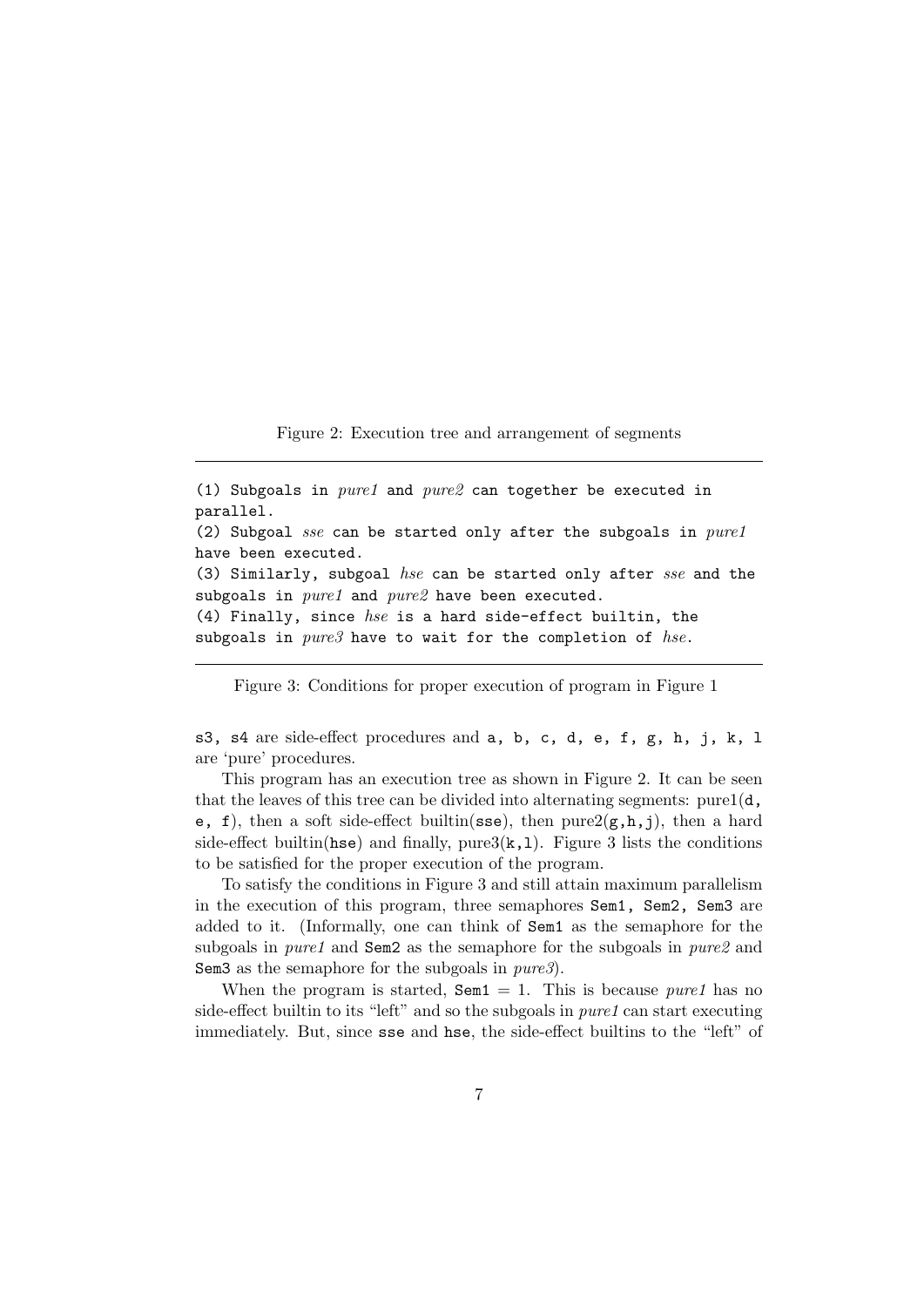Figure 2: Execution tree and arrangement of segments

---

```
(1) Subgoals in pure1 and pure2 can together be executed in
parallel.
(2) Subgoal sse can be started only after the subgoals in pure1
have been executed.
(3) Similarly, subgoal hse can be started only after sse and the
subgoals in pure1 and pure2 have been executed.
(4) Finally, since hse is a hard side-effect builtin, the
subgoals in pure3 have to wait for the completion of hse.
```

---

Figure 3: Conditions for proper execution of program in Figure 1

`s3, s4` are side-effect procedures and `a, b, c, d, e, f, g, h, j, k, l` are 'pure' procedures.

This program has an execution tree as shown in Figure 2. It can be seen that the leaves of this tree can be divided into alternating segments: pure1(`d, e, f`), then a soft side-effect builtin(`sse`), then pure2(`g,h,j`), then a hard side-effect builtin(`hse`) and finally, pure3(`k,l`). Figure 3 lists the conditions to be satisfied for the proper execution of the program.

To satisfy the conditions in Figure 3 and still attain maximum parallelism in the execution of this program, three semaphores `Sem1, Sem2, Sem3` are added to it. (Informally, one can think of `Sem1` as the semaphore for the subgoals in *pure1* and `Sem2` as the semaphore for the subgoals in *pure2* and `Sem3` as the semaphore for the subgoals in *pure3*).

When the program is started, `Sem1` = 1. This is because *pure1* has no side-effect builtin to its "left" and so the subgoals in *pure1* can start executing immediately. But, since `sse` and `hse`, the side-effect builtins to the "left" of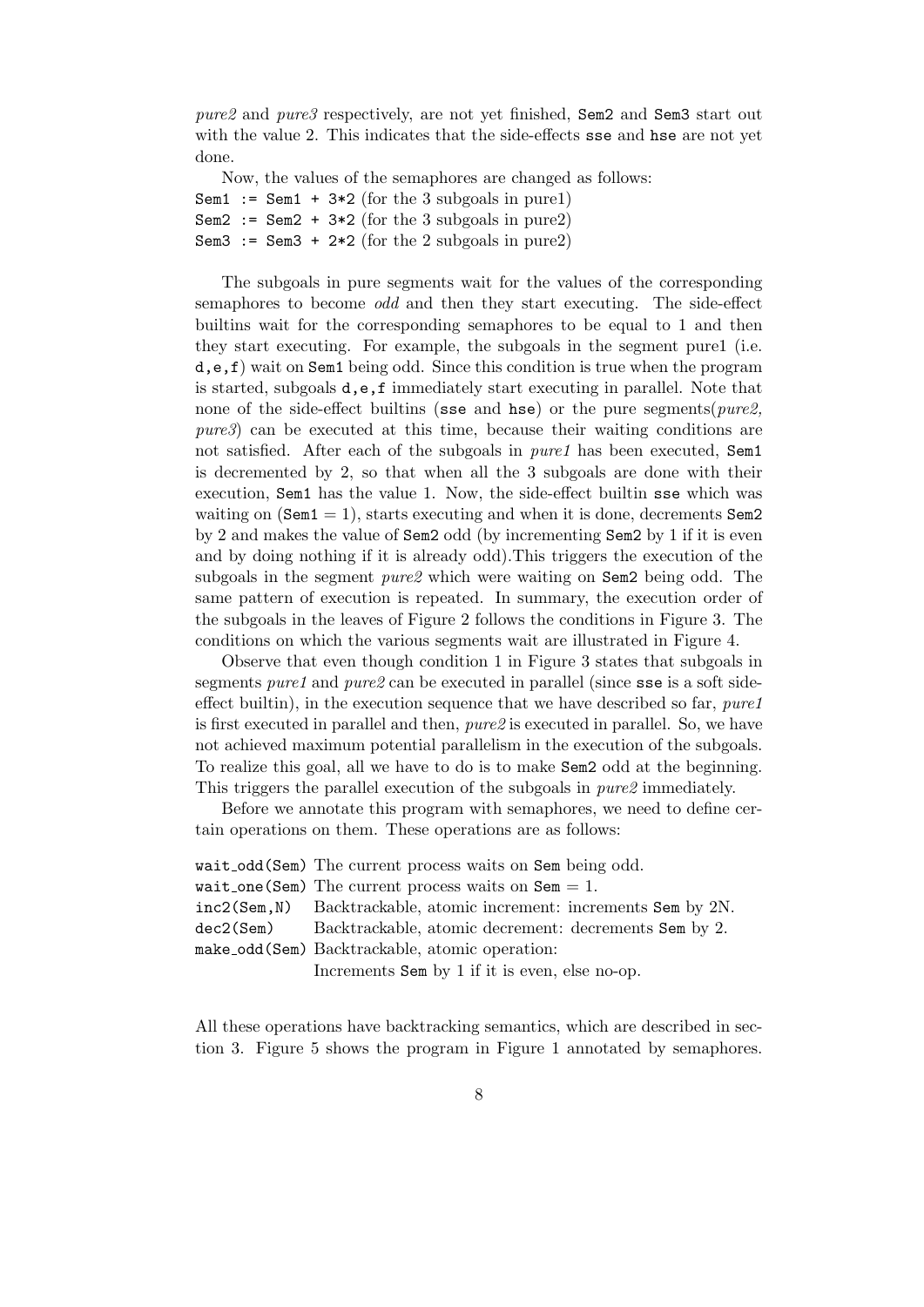*pure2* and *pure3* respectively, are not yet finished, `Sem2` and `Sem3` start out with the value 2. This indicates that the side-effects `sse` and `hse` are not yet done.

Now, the values of the semaphores are changed as follows:
`Sem1 := Sem1 + 3*2` (for the 3 subgoals in pure1)
`Sem2 := Sem2 + 3*2` (for the 3 subgoals in pure2)
`Sem3 := Sem3 + 2*2` (for the 2 subgoals in pure2)

The subgoals in pure segments wait for the values of the corresponding semaphores to become *odd* and then they start executing. The side-effect builtins wait for the corresponding semaphores to be equal to 1 and then they start executing. For example, the subgoals in the segment pure1 (i.e. `d,e,f`) wait on `Sem1` being odd. Since this condition is true when the program is started, subgoals `d,e,f` immediately start executing in parallel. Note that none of the side-effect builtins (`sse` and `hse`) or the pure segments(*pure2, pure3*) can be executed at this time, because their waiting conditions are not satisfied. After each of the subgoals in *pure1* has been executed, `Sem1` is decremented by 2, so that when all the 3 subgoals are done with their execution, `Sem1` has the value 1. Now, the side-effect builtin `sse` which was waiting on (`Sem1` = 1), starts executing and when it is done, decrements `Sem2` by 2 and makes the value of `Sem2` odd (by incrementing `Sem2` by 1 if it is even and by doing nothing if it is already odd).This triggers the execution of the subgoals in the segment *pure2* which were waiting on `Sem2` being odd. The same pattern of execution is repeated. In summary, the execution order of the subgoals in the leaves of Figure 2 follows the conditions in Figure 3. The conditions on which the various segments wait are illustrated in Figure 4.

Observe that even though condition 1 in Figure 3 states that subgoals in segments *pure1* and *pure2* can be executed in parallel (since `sse` is a soft side-effect builtin), in the execution sequence that we have described so far, *pure1* is first executed in parallel and then, *pure2* is executed in parallel. So, we have not achieved maximum potential parallelism in the execution of the subgoals. To realize this goal, all we have to do is to make `Sem2` odd at the beginning. This triggers the parallel execution of the subgoals in *pure2* immediately.

Before we annotate this program with semaphores, we need to define certain operations on them. These operations are as follows:

| | |
|---|---|
| `wait_odd(Sem)` | The current process waits on `Sem` being odd. |
| `wait_one(Sem)` | The current process waits on `Sem` = 1. |
| `inc2(Sem,N)` | Backtrackable, atomic increment: increments `Sem` by 2N. |
| `dec2(Sem)` | Backtrackable, atomic decrement: decrements `Sem` by 2. |
| `make_odd(Sem)` | Backtrackable, atomic operation: Increments `Sem` by 1 if it is even, else no-op. |

All these operations have backtracking semantics, which are described in section 3. Figure 5 shows the program in Figure 1 annotated by semaphores.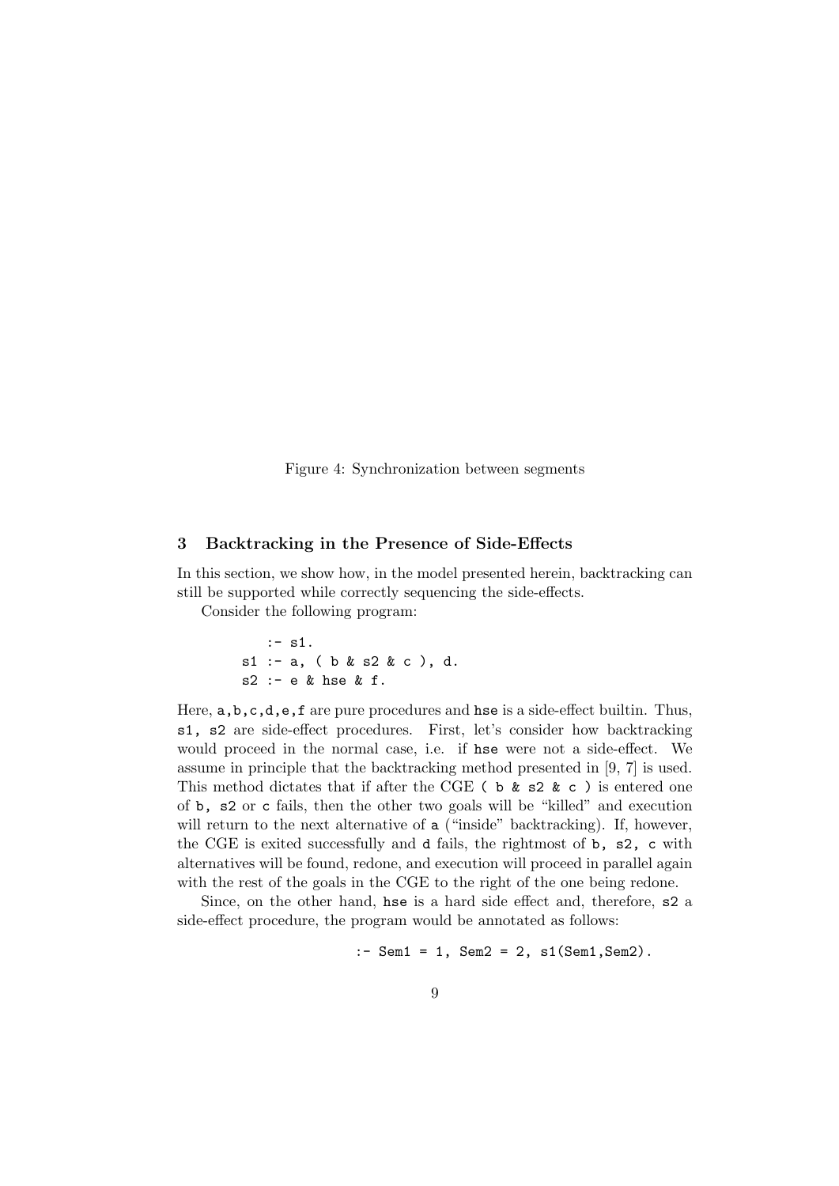Figure 4: Synchronization between segments

## 3 Backtracking in the Presence of Side-Effects

In this section, we show how, in the model presented herein, backtracking can still be supported while correctly sequencing the side-effects.

Consider the following program:

```
    :- s1.
s1 :- a, ( b & s2 & c ), d.
s2 :- e & hse & f.
```

Here, `a,b,c,d,e,f` are pure procedures and `hse` is a side-effect builtin. Thus, `s1, s2` are side-effect procedures. First, let's consider how backtracking would proceed in the normal case, i.e. if `hse` were not a side-effect. We assume in principle that the backtracking method presented in [9, 7] is used. This method dictates that if after the CGE `( b & s2 & c )` is entered one of `b, s2` or `c` fails, then the other two goals will be "killed" and execution will return to the next alternative of `a` ("inside" backtracking). If, however, the CGE is exited successfully and `d` fails, the rightmost of `b, s2, c` with alternatives will be found, redone, and execution will proceed in parallel again with the rest of the goals in the CGE to the right of the one being redone.

Since, on the other hand, `hse` is a hard side effect and, therefore, `s2` a side-effect procedure, the program would be annotated as follows:

```
:- Sem1 = 1, Sem2 = 2, s1(Sem1,Sem2).
```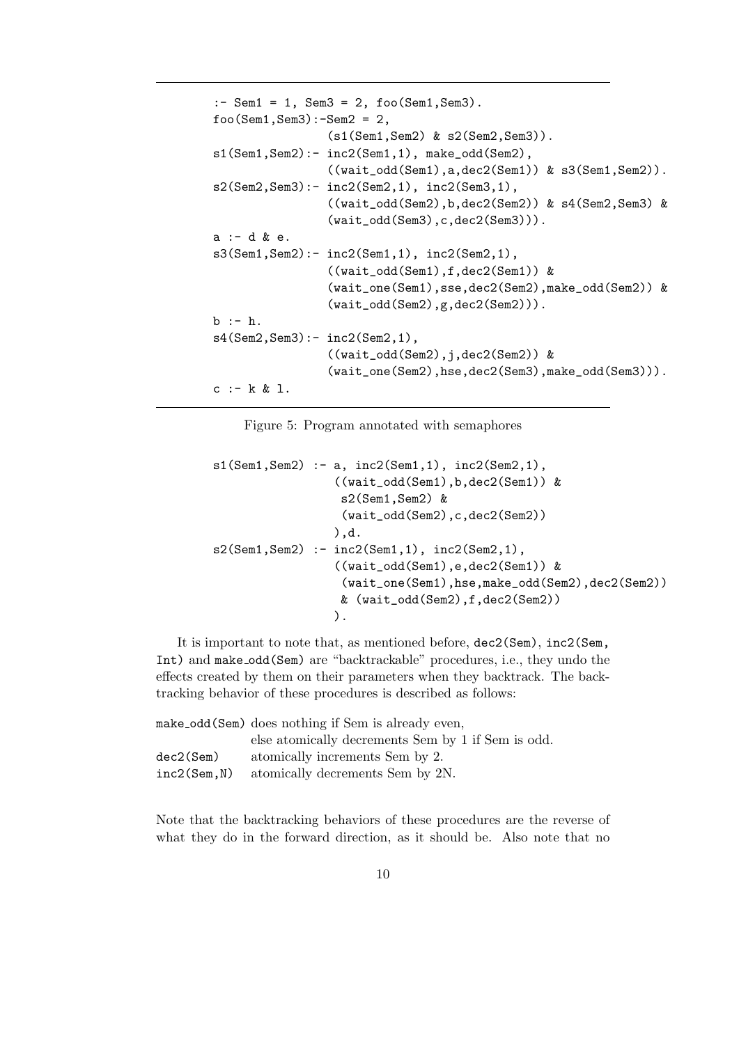```
:- Sem1 = 1, Sem3 = 2, foo(Sem1,Sem3).
foo(Sem1,Sem3):-Sem2 = 2,
                (s1(Sem1,Sem2) & s2(Sem2,Sem3)).
s1(Sem1,Sem2):- inc2(Sem1,1), make_odd(Sem2),
                ((wait_odd(Sem1),a,dec2(Sem1)) & s3(Sem1,Sem2)).
s2(Sem2,Sem3):- inc2(Sem2,1), inc2(Sem3,1),
                ((wait_odd(Sem2),b,dec2(Sem2)) & s4(Sem2,Sem3) &
                (wait_odd(Sem3),c,dec2(Sem3))).
a :- d & e.
s3(Sem1,Sem2):- inc2(Sem1,1), inc2(Sem2,1),
                ((wait_odd(Sem1),f,dec2(Sem1)) &
                (wait_one(Sem1),sse,dec2(Sem2),make_odd(Sem2)) &
                (wait_odd(Sem2),g,dec2(Sem2))).
b :- h.
s4(Sem2,Sem3):- inc2(Sem2,1),
                ((wait_odd(Sem2),j,dec2(Sem2)) &
                (wait_one(Sem2),hse,dec2(Sem3),make_odd(Sem3))).
c :- k & l.
```

Figure 5: Program annotated with semaphores

```
s1(Sem1,Sem2) :- a, inc2(Sem1,1), inc2(Sem2,1),
                 ((wait_odd(Sem1),b,dec2(Sem1)) &
                  s2(Sem1,Sem2) &
                  (wait_odd(Sem2),c,dec2(Sem2))
                 ),d.
s2(Sem1,Sem2) :- inc2(Sem1,1), inc2(Sem2,1),
                 ((wait_odd(Sem1),e,dec2(Sem1)) &
                  (wait_one(Sem1),hse,make_odd(Sem2),dec2(Sem2))
                  & (wait_odd(Sem2),f,dec2(Sem2))
                 ).
```

It is important to note that, as mentioned before, `dec2(Sem)`, `inc2(Sem, Int)` and `make_odd(Sem)` are "backtrackable" procedures, i.e., they undo the effects created by them on their parameters when they backtrack. The backtracking behavior of these procedures is described as follows:

| | |
|---|---|
| `make_odd(Sem)` | does nothing if Sem is already even, else atomically decrements Sem by 1 if Sem is odd. |
| `dec2(Sem)` | atomically increments Sem by 2. |
| `inc2(Sem,N)` | atomically decrements Sem by 2N. |

Note that the backtracking behaviors of these procedures are the reverse of what they do in the forward direction, as it should be. Also note that no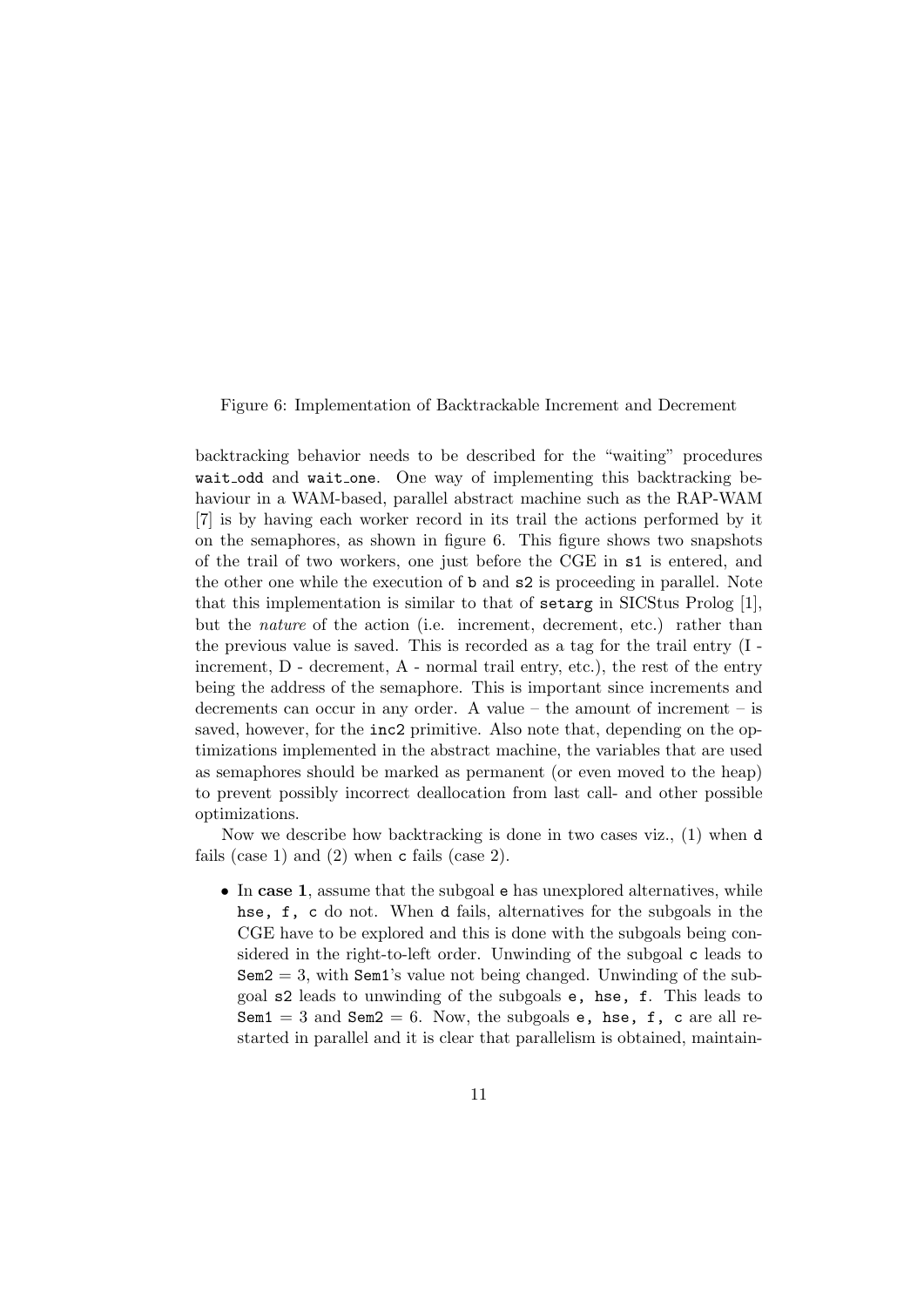Figure 6: Implementation of Backtrackable Increment and Decrement

backtracking behavior needs to be described for the "waiting" procedures `wait_odd` and `wait_one`. One way of implementing this backtracking behaviour in a WAM-based, parallel abstract machine such as the RAP-WAM [7] is by having each worker record in its trail the actions performed by it on the semaphores, as shown in figure 6. This figure shows two snapshots of the trail of two workers, one just before the CGE in `s1` is entered, and the other one while the execution of `b` and `s2` is proceeding in parallel. Note that this implementation is similar to that of `setarg` in SICStus Prolog [1], but the *nature* of the action (i.e. increment, decrement, etc.) rather than the previous value is saved. This is recorded as a tag for the trail entry (I - increment, D - decrement, A - normal trail entry, etc.), the rest of the entry being the address of the semaphore. This is important since increments and decrements can occur in any order. A value – the amount of increment – is saved, however, for the `inc2` primitive. Also note that, depending on the optimizations implemented in the abstract machine, the variables that are used as semaphores should be marked as permanent (or even moved to the heap) to prevent possibly incorrect deallocation from last call- and other possible optimizations.

Now we describe how backtracking is done in two cases viz., (1) when `d` fails (case 1) and (2) when `c` fails (case 2).

- In **case 1**, assume that the subgoal `e` has unexplored alternatives, while `hse, f, c` do not. When `d` fails, alternatives for the subgoals in the CGE have to be explored and this is done with the subgoals being considered in the right-to-left order. Unwinding of the subgoal `c` leads to `Sem2` = 3, with `Sem1`'s value not being changed. Unwinding of the subgoal `s2` leads to unwinding of the subgoals `e, hse, f`. This leads to `Sem1` = 3 and `Sem2` = 6. Now, the subgoals `e, hse, f, c` are all restarted in parallel and it is clear that parallelism is obtained, maintain-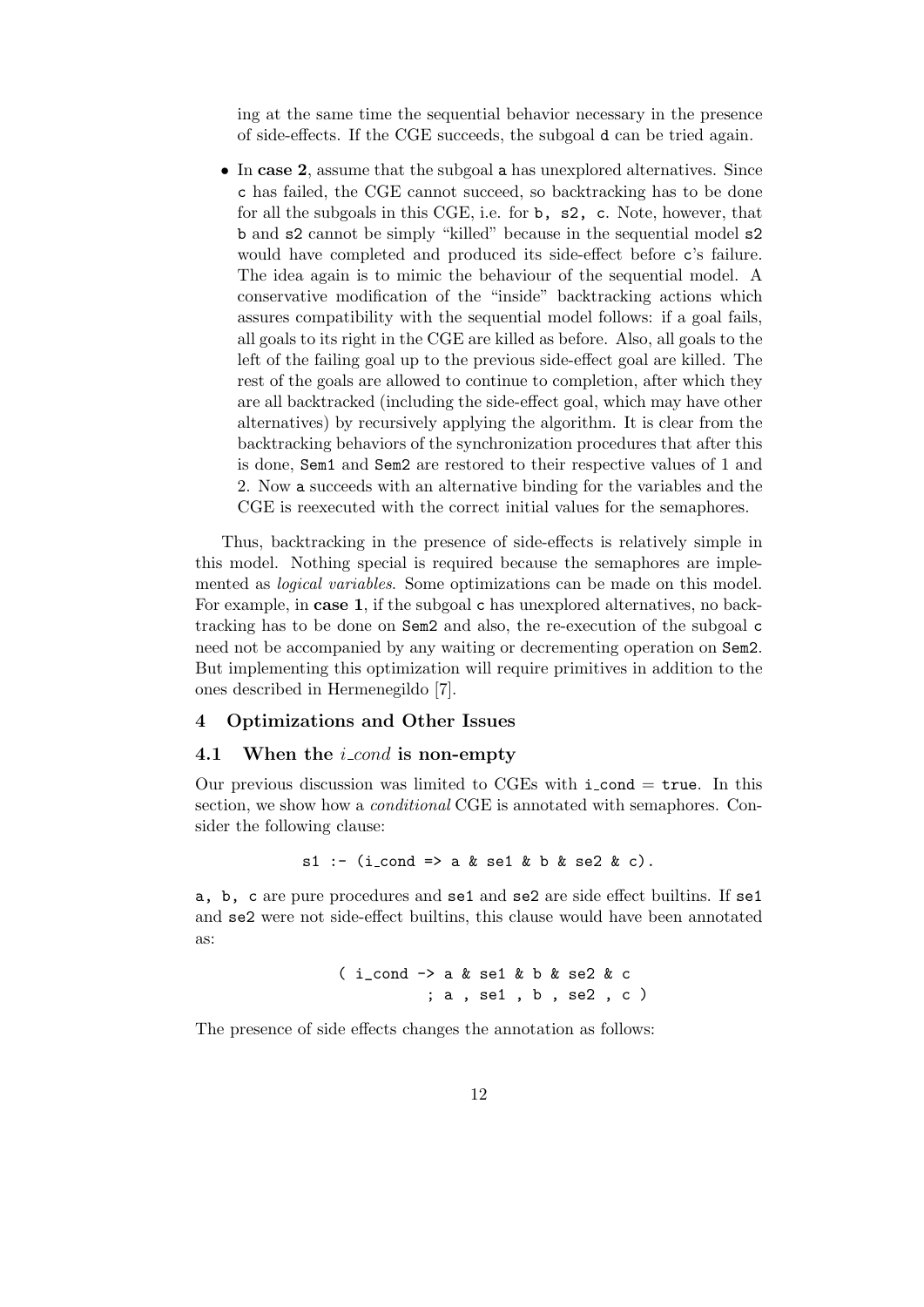ing at the same time the sequential behavior necessary in the presence of side-effects. If the CGE succeeds, the subgoal `d` can be tried again.

- In **case 2**, assume that the subgoal `a` has unexplored alternatives. Since `c` has failed, the CGE cannot succeed, so backtracking has to be done for all the subgoals in this CGE, i.e. for `b, s2, c`. Note, however, that `b` and `s2` cannot be simply "killed" because in the sequential model `s2` would have completed and produced its side-effect before `c`'s failure. The idea again is to mimic the behaviour of the sequential model. A conservative modification of the "inside" backtracking actions which assures compatibility with the sequential model follows: if a goal fails, all goals to its right in the CGE are killed as before. Also, all goals to the left of the failing goal up to the previous side-effect goal are killed. The rest of the goals are allowed to continue to completion, after which they are all backtracked (including the side-effect goal, which may have other alternatives) by recursively applying the algorithm. It is clear from the backtracking behaviors of the synchronization procedures that after this is done, `Sem1` and `Sem2` are restored to their respective values of 1 and 2. Now `a` succeeds with an alternative binding for the variables and the CGE is reexecuted with the correct initial values for the semaphores.

Thus, backtracking in the presence of side-effects is relatively simple in this model. Nothing special is required because the semaphores are implemented as *logical variables*. Some optimizations can be made on this model. For example, in **case 1**, if the subgoal `c` has unexplored alternatives, no backtracking has to be done on `Sem2` and also, the re-execution of the subgoal `c` need not be accompanied by any waiting or decrementing operation on `Sem2`. But implementing this optimization will require primitives in addition to the ones described in Hermenegildo [7].

## 4 Optimizations and Other Issues

### 4.1 When the *i_cond* is non-empty

Our previous discussion was limited to CGEs with `i_cond` = `true`. In this section, we show how a *conditional* CGE is annotated with semaphores. Consider the following clause:

```
s1 :- (i_cond => a & se1 & b & se2 & c).
```

`a, b, c` are pure procedures and `se1` and `se2` are side effect builtins. If `se1` and `se2` were not side-effect builtins, this clause would have been annotated as:

```
( i_cond -> a & se1 & b & se2 & c
          ; a , se1 , b , se2 , c )
```

The presence of side effects changes the annotation as follows: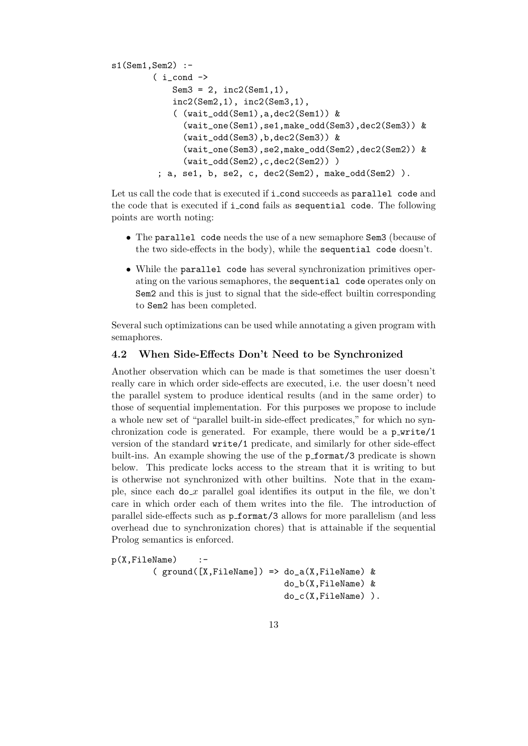```
s1(Sem1,Sem2) :-
        ( i_cond ->
            Sem3 = 2, inc2(Sem1,1),
            inc2(Sem2,1), inc2(Sem3,1),
            ( (wait_odd(Sem1),a,dec2(Sem1)) &
              (wait_one(Sem1),se1,make_odd(Sem3),dec2(Sem3)) &
              (wait_odd(Sem3),b,dec2(Sem3)) &
              (wait_one(Sem3),se2,make_odd(Sem2),dec2(Sem2)) &
              (wait_odd(Sem2),c,dec2(Sem2)) )
         ; a, se1, b, se2, c, dec2(Sem2), make_odd(Sem2) ).
```

Let us call the code that is executed if `i_cond` succeeds as `parallel code` and the code that is executed if `i_cond` fails as `sequential code`. The following points are worth noting:

- The `parallel code` needs the use of a new semaphore `Sem3` (because of the two side-effects in the body), while the `sequential code` doesn't.
- While the `parallel code` has several synchronization primitives operating on the various semaphores, the `sequential code` operates only on `Sem2` and this is just to signal that the side-effect builtin corresponding to `Sem2` has been completed.

Several such optimizations can be used while annotating a given program with semaphores.

### 4.2 When Side-Effects Don't Need to be Synchronized

Another observation which can be made is that sometimes the user doesn't really care in which order side-effects are executed, i.e. the user doesn't need the parallel system to produce identical results (and in the same order) to those of sequential implementation. For this purposes we propose to include a whole new set of "parallel built-in side-effect predicates," for which no synchronization code is generated. For example, there would be a `p_write/1` version of the standard `write/1` predicate, and similarly for other side-effect built-ins. An example showing the use of the `p_format/3` predicate is shown below. This predicate locks access to the stream that it is writing to but is otherwise not synchronized with other builtins. Note that in the example, since each `do_`$x$ parallel goal identifies its output in the file, we don't care in which order each of them writes into the file. The introduction of parallel side-effects such as `p_format/3` allows for more parallelism (and less overhead due to synchronization chores) that is attainable if the sequential Prolog semantics is enforced.

```
p(X,FileName)     :-
        ( ground([X,FileName]) => do_a(X,FileName) &
                                  do_b(X,FileName) &
                                  do_c(X,FileName) ).
```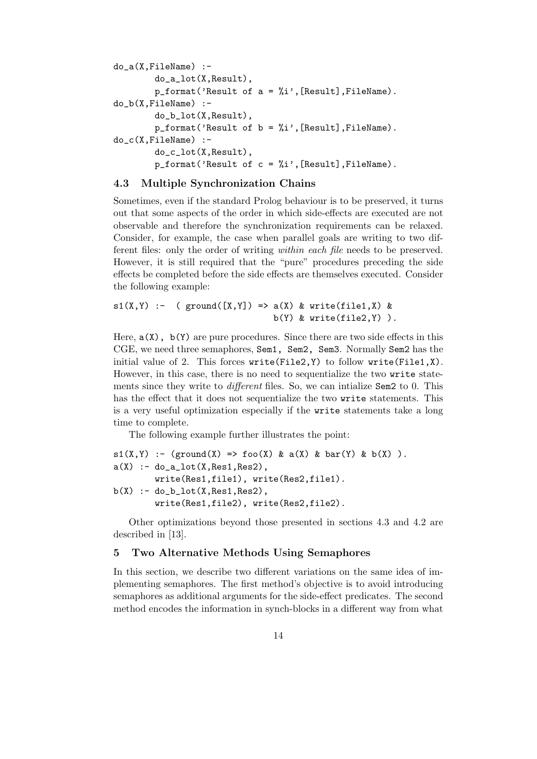```
do_a(X,FileName) :-
        do_a_lot(X,Result),
        p_format('Result of a = %i',[Result],FileName).
do_b(X,FileName) :-
        do_b_lot(X,Result),
        p_format('Result of b = %i',[Result],FileName).
do_c(X,FileName) :-
        do_c_lot(X,Result),
        p_format('Result of c = %i',[Result],FileName).
```

### 4.3 Multiple Synchronization Chains

Sometimes, even if the standard Prolog behaviour is to be preserved, it turns out that some aspects of the order in which side-effects are executed are not observable and therefore the synchronization requirements can be relaxed. Consider, for example, the case when parallel goals are writing to two different files: only the order of writing *within each file* needs to be preserved. However, it is still required that the "pure" procedures preceding the side effects be completed before the side effects are themselves executed. Consider the following example:

```
s1(X,Y) :-  ( ground([X,Y]) => a(X) & write(file1,X) &
                               b(Y) & write(file2,Y) ).
```

Here, `a(X), b(Y)` are pure procedures. Since there are two side effects in this CGE, we need three semaphores, `Sem1, Sem2, Sem3`. Normally `Sem2` has the initial value of 2. This forces `write(File2,Y)` to follow `write(File1,X)`. However, in this case, there is no need to sequentialize the two `write` statements since they write to *different* files. So, we can intialize `Sem2` to 0. This has the effect that it does not sequentialize the two `write` statements. This is a very useful optimization especially if the `write` statements take a long time to complete.

The following example further illustrates the point:

```
s1(X,Y) :- (ground(X) => foo(X) & a(X) & bar(Y) & b(X) ).
a(X) :- do_a_lot(X,Res1,Res2),
        write(Res1,file1), write(Res2,file1).
b(X) :- do_b_lot(X,Res1,Res2),
        write(Res1,file2), write(Res2,file2).
```

Other optimizations beyond those presented in sections 4.3 and 4.2 are described in [13].

## 5 Two Alternative Methods Using Semaphores

In this section, we describe two different variations on the same idea of implementing semaphores. The first method's objective is to avoid introducing semaphores as additional arguments for the side-effect predicates. The second method encodes the information in synch-blocks in a different way from what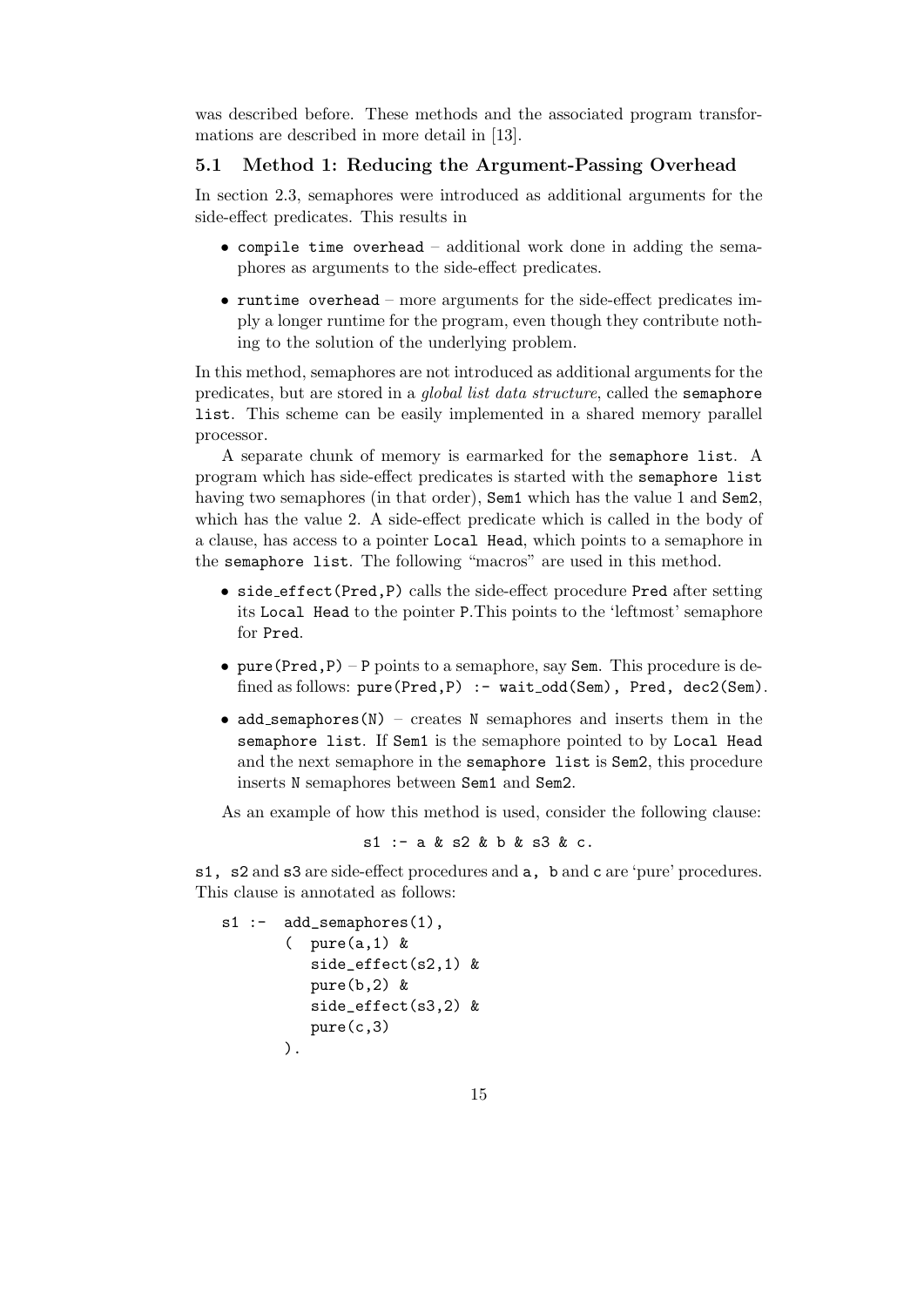was described before. These methods and the associated program transformations are described in more detail in [13].

### 5.1 Method 1: Reducing the Argument-Passing Overhead

In section 2.3, semaphores were introduced as additional arguments for the side-effect predicates. This results in

- `compile time overhead` – additional work done in adding the semaphores as arguments to the side-effect predicates.
- `runtime overhead` – more arguments for the side-effect predicates imply a longer runtime for the program, even though they contribute nothing to the solution of the underlying problem.

In this method, semaphores are not introduced as additional arguments for the predicates, but are stored in a *global list data structure*, called the `semaphore list`. This scheme can be easily implemented in a shared memory parallel processor.

A separate chunk of memory is earmarked for the `semaphore list`. A program which has side-effect predicates is started with the `semaphore list` having two semaphores (in that order), `Sem1` which has the value 1 and `Sem2`, which has the value 2. A side-effect predicate which is called in the body of a clause, has access to a pointer `Local Head`, which points to a semaphore in the `semaphore list`. The following "macros" are used in this method.

- `side_effect(Pred,P)` calls the side-effect procedure `Pred` after setting its `Local Head` to the pointer `P`.This points to the 'leftmost' semaphore for `Pred`.
- `pure(Pred,P)` – `P` points to a semaphore, say `Sem`. This procedure is defined as follows: `pure(Pred,P) :- wait_odd(Sem), Pred, dec2(Sem)`.
- `add_semaphores(N)` – creates `N` semaphores and inserts them in the `semaphore list`. If `Sem1` is the semaphore pointed to by `Local Head` and the next semaphore in the `semaphore list` is `Sem2`, this procedure inserts `N` semaphores between `Sem1` and `Sem2`.

As an example of how this method is used, consider the following clause:

```
s1 :- a & s2 & b & s3 & c.
```

`s1, s2` and `s3` are side-effect procedures and `a, b` and `c` are 'pure' procedures. This clause is annotated as follows:

```
s1 :-  add_semaphores(1),
       (  pure(a,1) &
          side_effect(s2,1) &
          pure(b,2) &
          side_effect(s3,2) &
          pure(c,3)
       ).
```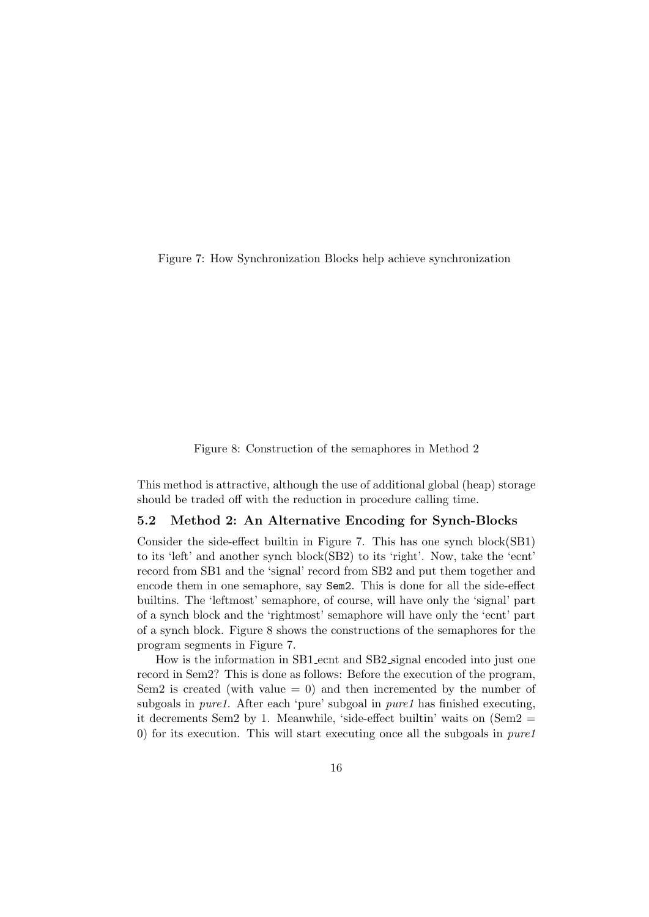Figure 7: How Synchronization Blocks help achieve synchronization

Figure 8: Construction of the semaphores in Method 2

This method is attractive, although the use of additional global (heap) storage should be traded off with the reduction in procedure calling time.

### 5.2 Method 2: An Alternative Encoding for Synch-Blocks

Consider the side-effect builtin in Figure 7. This has one synch block(SB1) to its 'left' and another synch block(SB2) to its 'right'. Now, take the 'ecnt' record from SB1 and the 'signal' record from SB2 and put them together and encode them in one semaphore, say `Sem2`. This is done for all the side-effect builtins. The 'leftmost' semaphore, of course, will have only the 'signal' part of a synch block and the 'rightmost' semaphore will have only the 'ecnt' part of a synch block. Figure 8 shows the constructions of the semaphores for the program segments in Figure 7.

How is the information in SB1_ecnt and SB2_signal encoded into just one record in Sem2? This is done as follows: Before the execution of the program, Sem2 is created (with value = 0) and then incremented by the number of subgoals in *pure1*. After each 'pure' subgoal in *pure1* has finished executing, it decrements Sem2 by 1. Meanwhile, 'side-effect builtin' waits on (Sem2 = 0) for its execution. This will start executing once all the subgoals in *pure1*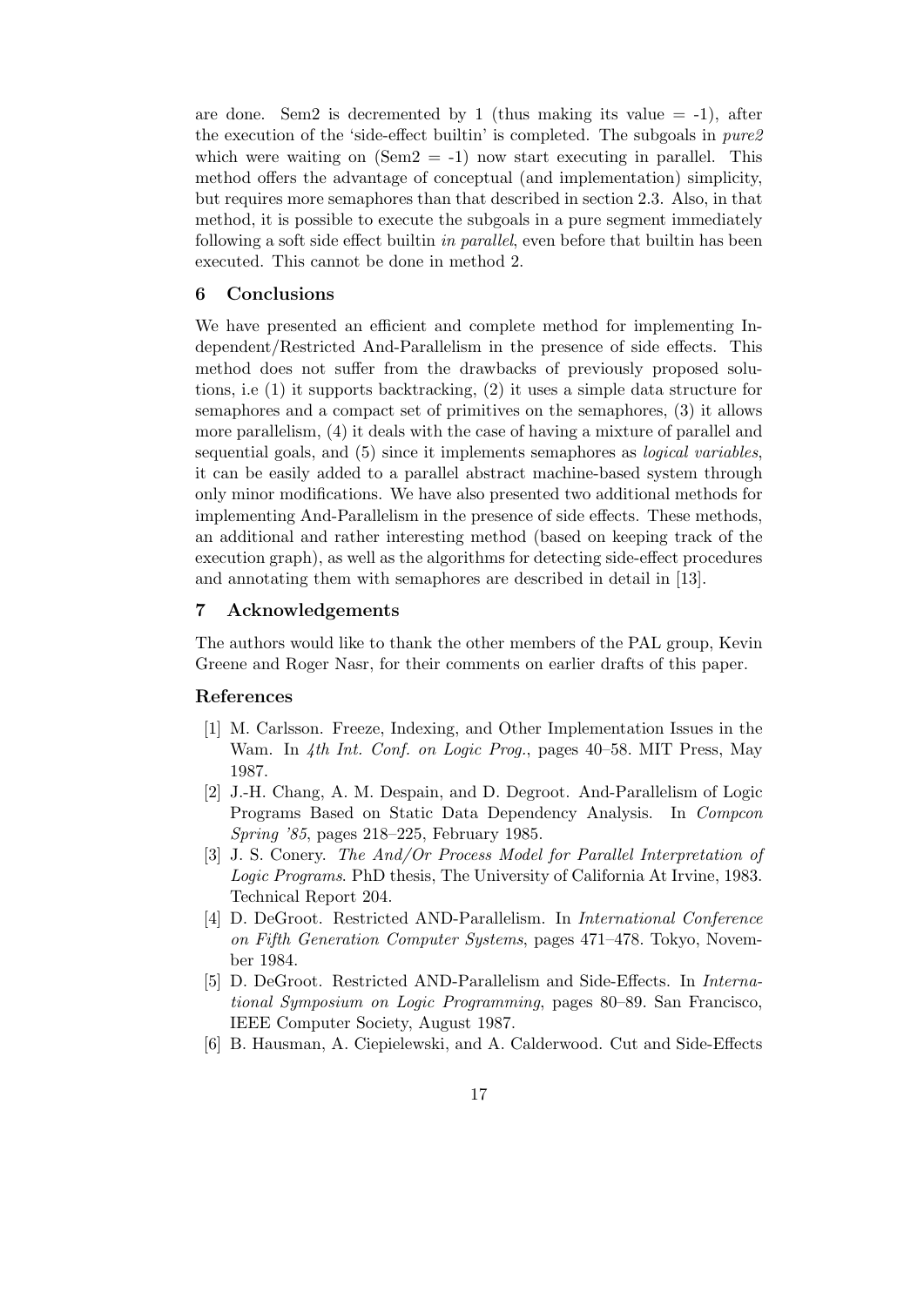are done. Sem2 is decremented by 1 (thus making its value = -1), after the execution of the 'side-effect builtin' is completed. The subgoals in *pure2* which were waiting on (Sem2 = -1) now start executing in parallel. This method offers the advantage of conceptual (and implementation) simplicity, but requires more semaphores than that described in section 2.3. Also, in that method, it is possible to execute the subgoals in a pure segment immediately following a soft side effect builtin *in parallel*, even before that builtin has been executed. This cannot be done in method 2.

## 6 Conclusions

We have presented an efficient and complete method for implementing Independent/Restricted And-Parallelism in the presence of side effects. This method does not suffer from the drawbacks of previously proposed solutions, i.e (1) it supports backtracking, (2) it uses a simple data structure for semaphores and a compact set of primitives on the semaphores, (3) it allows more parallelism, (4) it deals with the case of having a mixture of parallel and sequential goals, and (5) since it implements semaphores as *logical variables*, it can be easily added to a parallel abstract machine-based system through only minor modifications. We have also presented two additional methods for implementing And-Parallelism in the presence of side effects. These methods, an additional and rather interesting method (based on keeping track of the execution graph), as well as the algorithms for detecting side-effect procedures and annotating them with semaphores are described in detail in [13].

## 7 Acknowledgements

The authors would like to thank the other members of the PAL group, Kevin Greene and Roger Nasr, for their comments on earlier drafts of this paper.

## References

[1] M. Carlsson. Freeze, Indexing, and Other Implementation Issues in the Wam. In *4th Int. Conf. on Logic Prog.*, pages 40–58. MIT Press, May 1987.

[2] J.-H. Chang, A. M. Despain, and D. Degroot. And-Parallelism of Logic Programs Based on Static Data Dependency Analysis. In *Compcon Spring '85*, pages 218–225, February 1985.

[3] J. S. Conery. *The And/Or Process Model for Parallel Interpretation of Logic Programs*. PhD thesis, The University of California At Irvine, 1983. Technical Report 204.

[4] D. DeGroot. Restricted AND-Parallelism. In *International Conference on Fifth Generation Computer Systems*, pages 471–478. Tokyo, November 1984.

[5] D. DeGroot. Restricted AND-Parallelism and Side-Effects. In *International Symposium on Logic Programming*, pages 80–89. San Francisco, IEEE Computer Society, August 1987.

[6] B. Hausman, A. Ciepielewski, and A. Calderwood. Cut and Side-Effects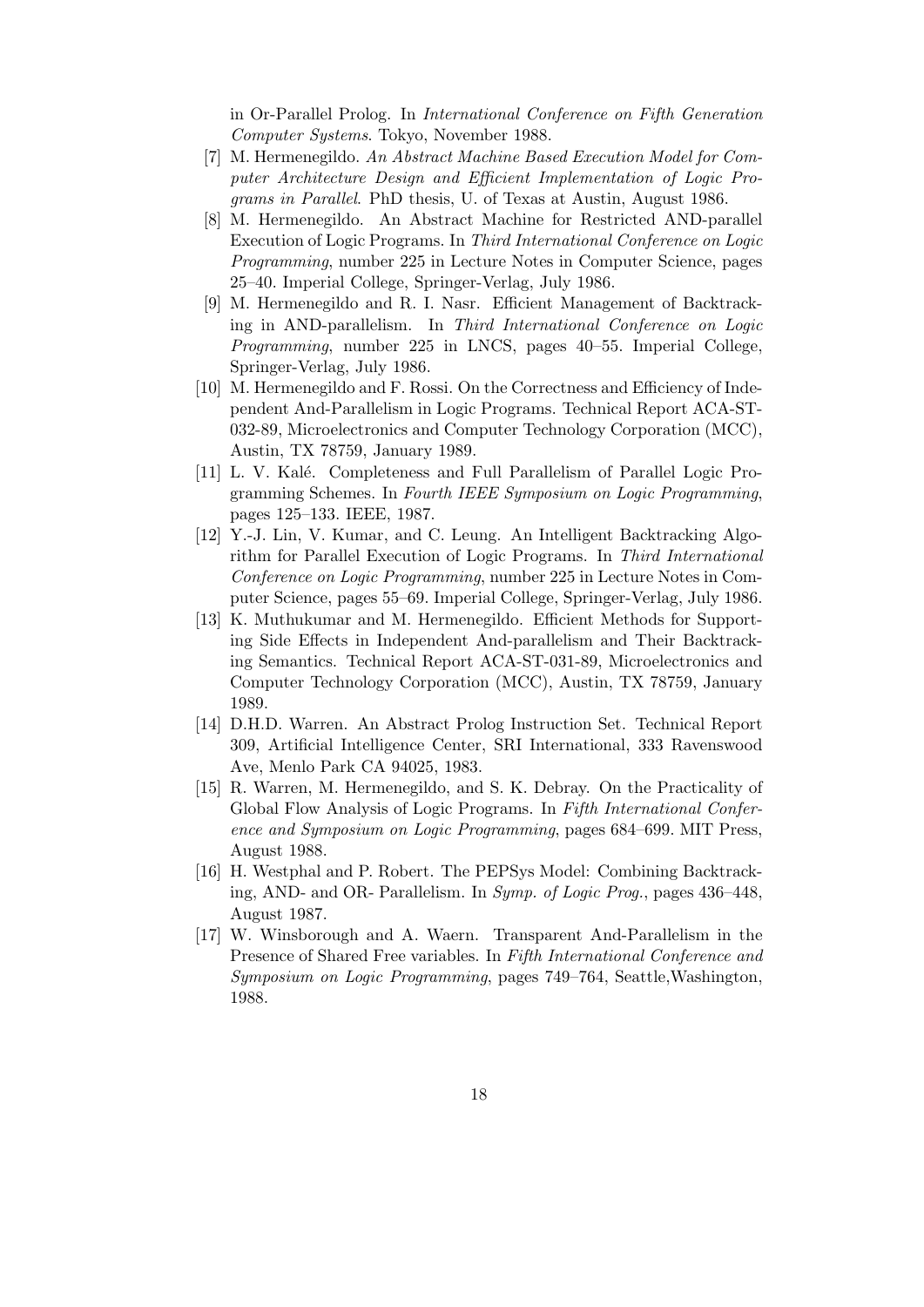in Or-Parallel Prolog. In *International Conference on Fifth Generation Computer Systems*. Tokyo, November 1988.

[7] M. Hermenegildo. *An Abstract Machine Based Execution Model for Computer Architecture Design and Efficient Implementation of Logic Programs in Parallel*. PhD thesis, U. of Texas at Austin, August 1986.

[8] M. Hermenegildo. An Abstract Machine for Restricted AND-parallel Execution of Logic Programs. In *Third International Conference on Logic Programming*, number 225 in Lecture Notes in Computer Science, pages 25–40. Imperial College, Springer-Verlag, July 1986.

[9] M. Hermenegildo and R. I. Nasr. Efficient Management of Backtracking in AND-parallelism. In *Third International Conference on Logic Programming*, number 225 in LNCS, pages 40–55. Imperial College, Springer-Verlag, July 1986.

[10] M. Hermenegildo and F. Rossi. On the Correctness and Efficiency of Independent And-Parallelism in Logic Programs. Technical Report ACA-ST-032-89, Microelectronics and Computer Technology Corporation (MCC), Austin, TX 78759, January 1989.

[11] L. V. Kalé. Completeness and Full Parallelism of Parallel Logic Programming Schemes. In *Fourth IEEE Symposium on Logic Programming*, pages 125–133. IEEE, 1987.

[12] Y.-J. Lin, V. Kumar, and C. Leung. An Intelligent Backtracking Algorithm for Parallel Execution of Logic Programs. In *Third International Conference on Logic Programming*, number 225 in Lecture Notes in Computer Science, pages 55–69. Imperial College, Springer-Verlag, July 1986.

[13] K. Muthukumar and M. Hermenegildo. Efficient Methods for Supporting Side Effects in Independent And-parallelism and Their Backtracking Semantics. Technical Report ACA-ST-031-89, Microelectronics and Computer Technology Corporation (MCC), Austin, TX 78759, January 1989.

[14] D.H.D. Warren. An Abstract Prolog Instruction Set. Technical Report 309, Artificial Intelligence Center, SRI International, 333 Ravenswood Ave, Menlo Park CA 94025, 1983.

[15] R. Warren, M. Hermenegildo, and S. K. Debray. On the Practicality of Global Flow Analysis of Logic Programs. In *Fifth International Conference and Symposium on Logic Programming*, pages 684–699. MIT Press, August 1988.

[16] H. Westphal and P. Robert. The PEPSys Model: Combining Backtracking, AND- and OR- Parallelism. In *Symp. of Logic Prog.*, pages 436–448, August 1987.

[17] W. Winsborough and A. Waern. Transparent And-Parallelism in the Presence of Shared Free variables. In *Fifth International Conference and Symposium on Logic Programming*, pages 749–764, Seattle,Washington, 1988.